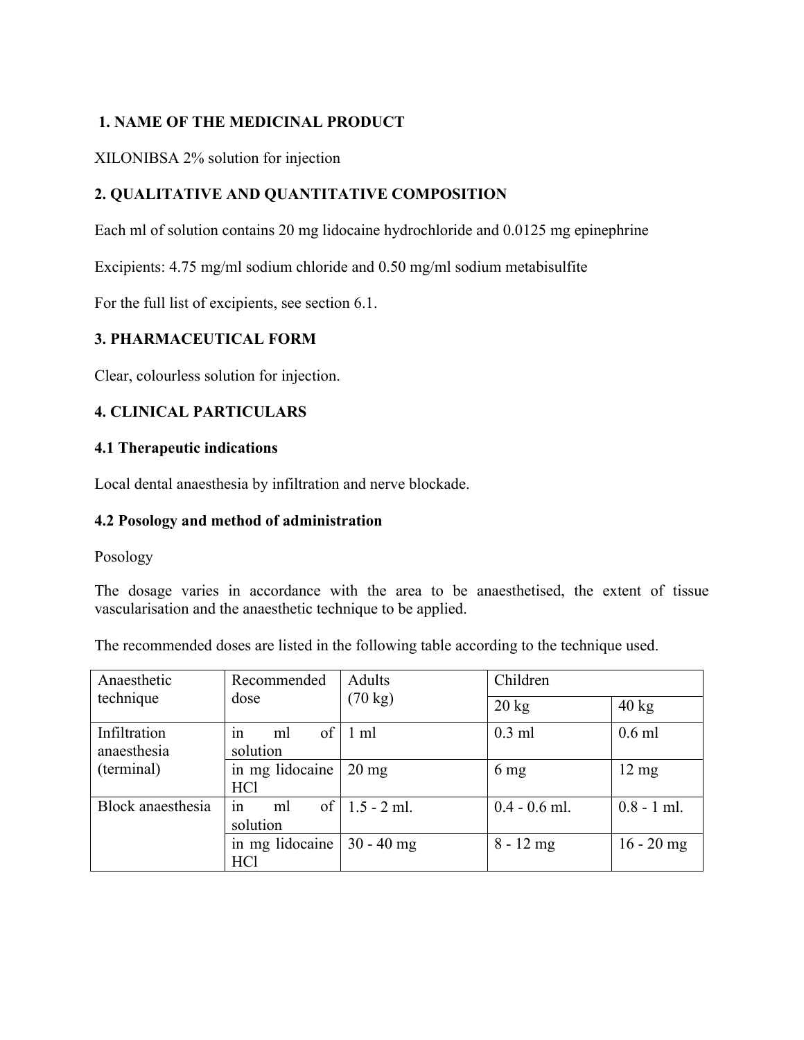## 1. NAME OF THE MEDICINAL PRODUCT

XILONIBSA 2% solution for injection

## 2. QUALITATIVE AND QUANTITATIVE COMPOSITION

Each ml of solution contains 20 mg lidocaine hydrochloride and 0.0125 mg epinephrine

Excipients: 4.75 mg/ml sodium chloride and 0.50 mg/ml sodium metabisulfite

For the full list of excipients, see section 6.1.

## 3. PHARMACEUTICAL FORM

Clear, colourless solution for injection.

## 4. CLINICAL PARTICULARS

### 4.1 Therapeutic indications

Local dental anaesthesia by infiltration and nerve blockade.

### 4.2 Posology and method of administration

Posology

The dosage varies in accordance with the area to be anaesthetised, the extent of tissue vascularisation and the anaesthetic technique to be applied.

The recommended doses are listed in the following table according to the technique used.

| Anaesthetic technique | Recommended dose | Adults (70 kg) | Children | |
|---|---|---|---|---|
| | | | 20 kg | 40 kg |
| Infiltration anaesthesia (terminal) | in ml of solution | 1 ml | 0.3 ml | 0.6 ml |
| | in mg lidocaine HCl | 20 mg | 6 mg | 12 mg |
| Block anaesthesia | in ml of solution | 1.5 - 2 ml. | 0.4 - 0.6 ml. | 0.8 - 1 ml. |
| | in mg lidocaine HCl | 30 - 40 mg | 8 - 12 mg | 16 - 20 mg |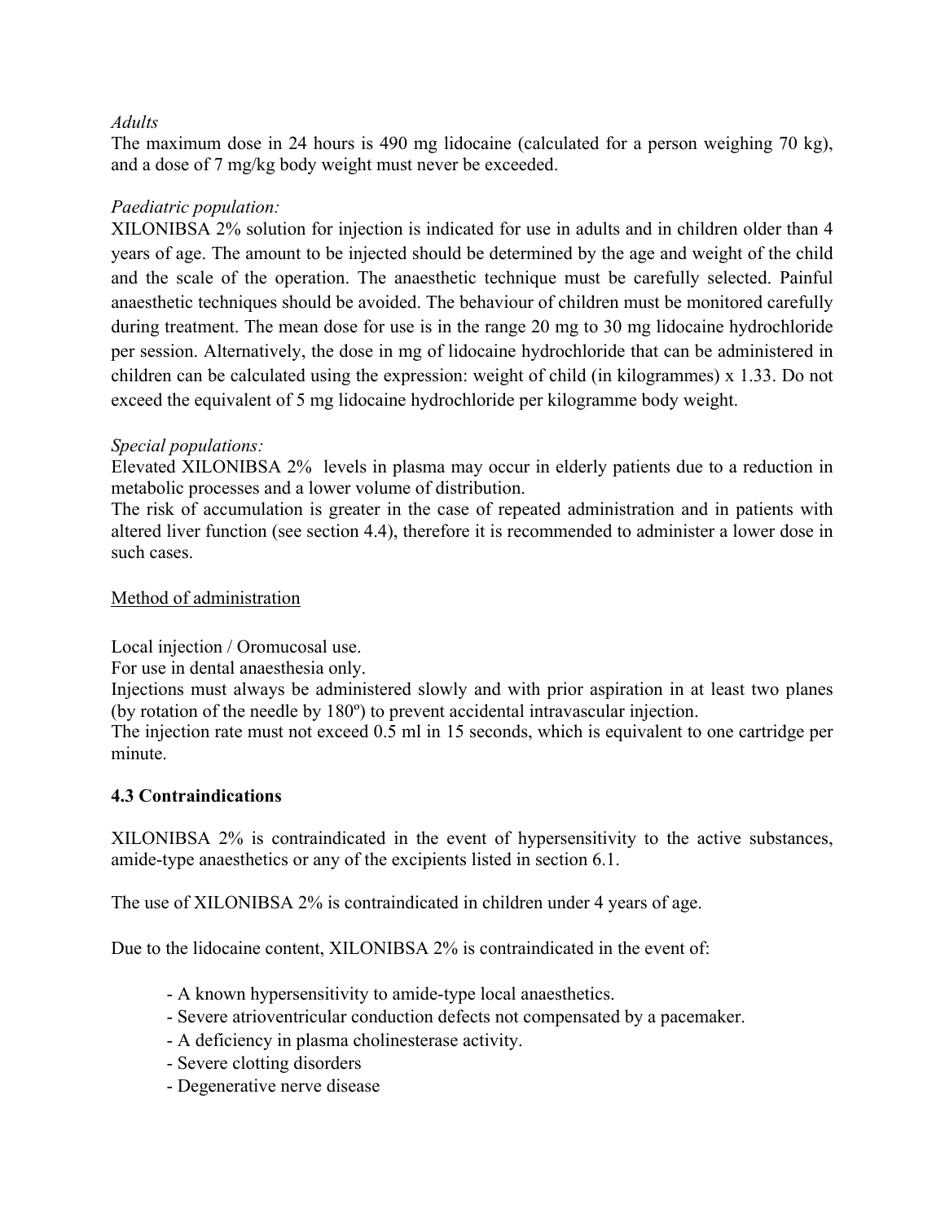*Adults*

The maximum dose in 24 hours is 490 mg lidocaine (calculated for a person weighing 70 kg), and a dose of 7 mg/kg body weight must never be exceeded.

*Paediatric population:*

XILONIBSA 2% solution for injection is indicated for use in adults and in children older than 4 years of age. The amount to be injected should be determined by the age and weight of the child and the scale of the operation. The anaesthetic technique must be carefully selected. Painful anaesthetic techniques should be avoided. The behaviour of children must be monitored carefully during treatment. The mean dose for use is in the range 20 mg to 30 mg lidocaine hydrochloride per session. Alternatively, the dose in mg of lidocaine hydrochloride that can be administered in children can be calculated using the expression: weight of child (in kilogrammes) x 1.33. Do not exceed the equivalent of 5 mg lidocaine hydrochloride per kilogramme body weight.

*Special populations:*

Elevated XILONIBSA 2% levels in plasma may occur in elderly patients due to a reduction in metabolic processes and a lower volume of distribution.

The risk of accumulation is greater in the case of repeated administration and in patients with altered liver function (see section 4.4), therefore it is recommended to administer a lower dose in such cases.

<u>Method of administration</u>

Local injection / Oromucosal use.

For use in dental anaesthesia only.

Injections must always be administered slowly and with prior aspiration in at least two planes (by rotation of the needle by 180º) to prevent accidental intravascular injection.

The injection rate must not exceed 0.5 ml in 15 seconds, which is equivalent to one cartridge per minute.

**4.3 Contraindications**

XILONIBSA 2% is contraindicated in the event of hypersensitivity to the active substances, amide-type anaesthetics or any of the excipients listed in section 6.1.

The use of XILONIBSA 2% is contraindicated in children under 4 years of age.

Due to the lidocaine content, XILONIBSA 2% is contraindicated in the event of:

- A known hypersensitivity to amide-type local anaesthetics.
- Severe atrioventricular conduction defects not compensated by a pacemaker.
- A deficiency in plasma cholinesterase activity.
- Severe clotting disorders
- Degenerative nerve disease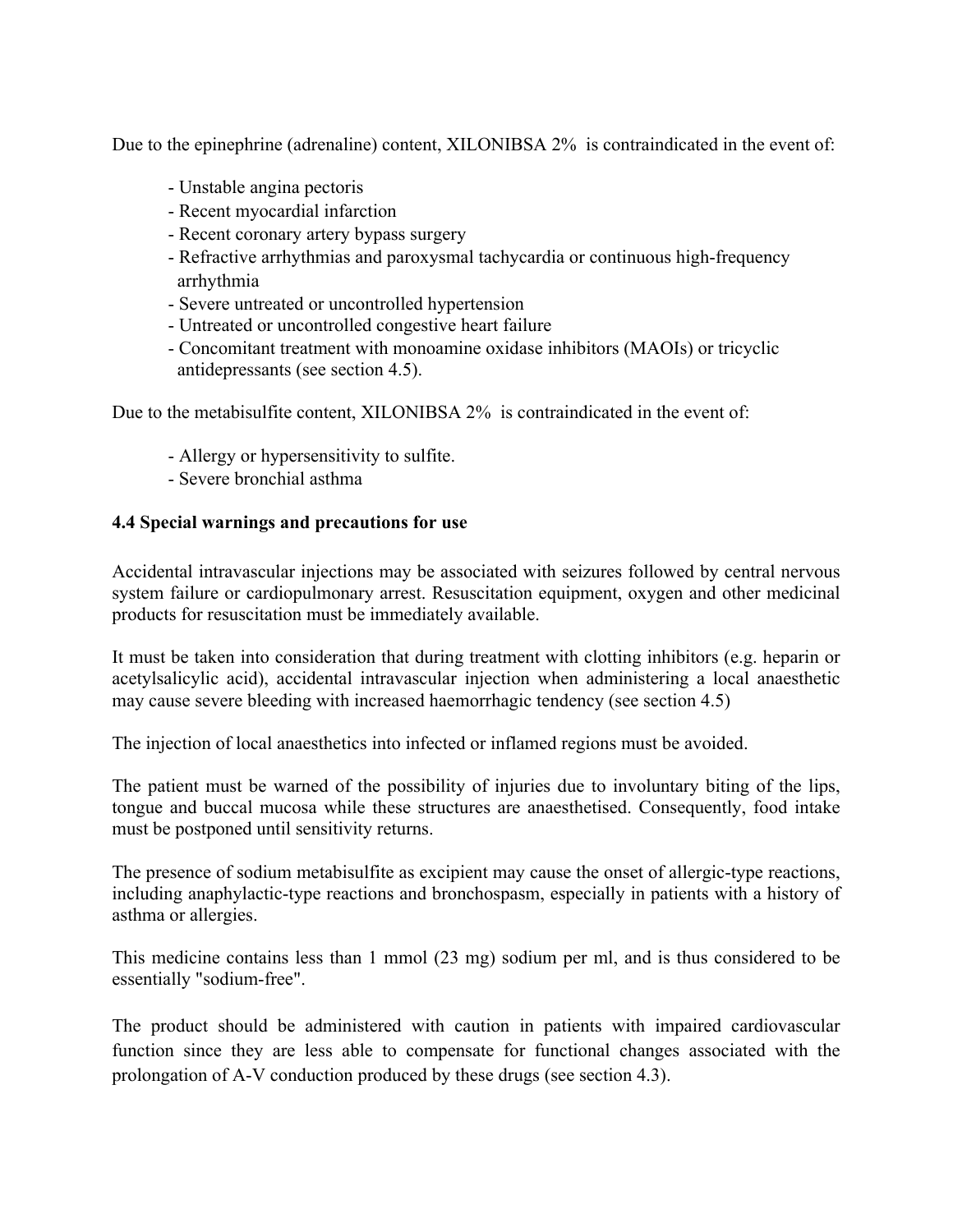Due to the epinephrine (adrenaline) content, XILONIBSA 2% is contraindicated in the event of:

- Unstable angina pectoris
- Recent myocardial infarction
- Recent coronary artery bypass surgery
- Refractive arrhythmias and paroxysmal tachycardia or continuous high-frequency arrhythmia
- Severe untreated or uncontrolled hypertension
- Untreated or uncontrolled congestive heart failure
- Concomitant treatment with monoamine oxidase inhibitors (MAOIs) or tricyclic antidepressants (see section 4.5).

Due to the metabisulfite content, XILONIBSA 2% is contraindicated in the event of:

- Allergy or hypersensitivity to sulfite.
- Severe bronchial asthma

**4.4 Special warnings and precautions for use**

Accidental intravascular injections may be associated with seizures followed by central nervous system failure or cardiopulmonary arrest. Resuscitation equipment, oxygen and other medicinal products for resuscitation must be immediately available.

It must be taken into consideration that during treatment with clotting inhibitors (e.g. heparin or acetylsalicylic acid), accidental intravascular injection when administering a local anaesthetic may cause severe bleeding with increased haemorrhagic tendency (see section 4.5)

The injection of local anaesthetics into infected or inflamed regions must be avoided.

The patient must be warned of the possibility of injuries due to involuntary biting of the lips, tongue and buccal mucosa while these structures are anaesthetised. Consequently, food intake must be postponed until sensitivity returns.

The presence of sodium metabisulfite as excipient may cause the onset of allergic-type reactions, including anaphylactic-type reactions and bronchospasm, especially in patients with a history of asthma or allergies.

This medicine contains less than 1 mmol (23 mg) sodium per ml, and is thus considered to be essentially "sodium-free".

The product should be administered with caution in patients with impaired cardiovascular function since they are less able to compensate for functional changes associated with the prolongation of A-V conduction produced by these drugs (see section 4.3).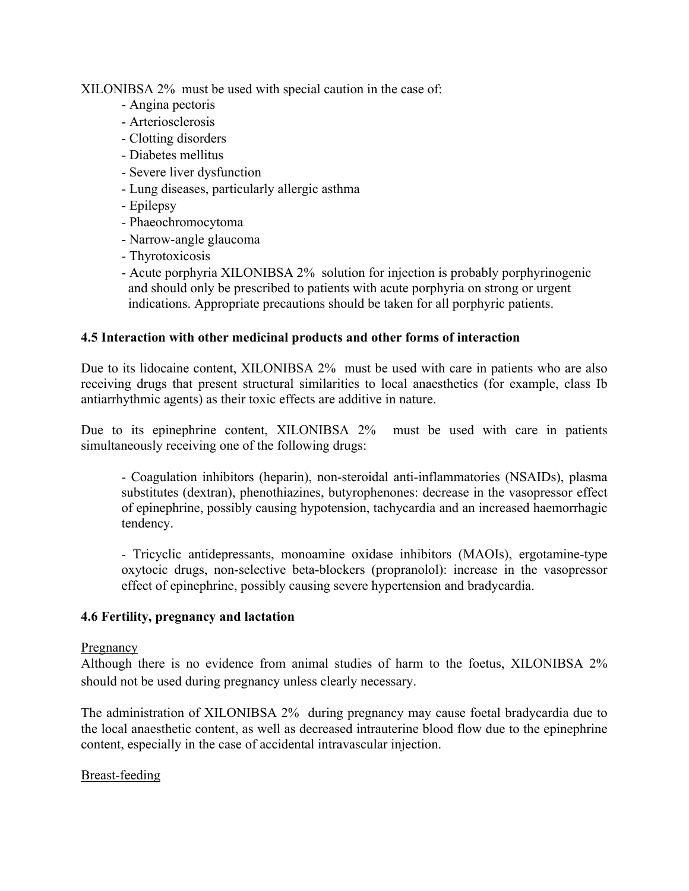XILONIBSA 2% must be used with special caution in the case of:

- Angina pectoris
- Arteriosclerosis
- Clotting disorders
- Diabetes mellitus
- Severe liver dysfunction
- Lung diseases, particularly allergic asthma
- Epilepsy
- Phaeochromocytoma
- Narrow-angle glaucoma
- Thyrotoxicosis
- Acute porphyria XILONIBSA 2% solution for injection is probably porphyrinogenic and should only be prescribed to patients with acute porphyria on strong or urgent indications. Appropriate precautions should be taken for all porphyric patients.

**4.5 Interaction with other medicinal products and other forms of interaction**

Due to its lidocaine content, XILONIBSA 2% must be used with care in patients who are also receiving drugs that present structural similarities to local anaesthetics (for example, class Ib antiarrhythmic agents) as their toxic effects are additive in nature.

Due to its epinephrine content, XILONIBSA 2% must be used with care in patients simultaneously receiving one of the following drugs:

- Coagulation inhibitors (heparin), non-steroidal anti-inflammatories (NSAIDs), plasma substitutes (dextran), phenothiazines, butyrophenones: decrease in the vasopressor effect of epinephrine, possibly causing hypotension, tachycardia and an increased haemorrhagic tendency.

- Tricyclic antidepressants, monoamine oxidase inhibitors (MAOIs), ergotamine-type oxytocic drugs, non-selective beta-blockers (propranolol): increase in the vasopressor effect of epinephrine, possibly causing severe hypertension and bradycardia.

**4.6 Fertility, pregnancy and lactation**

<u>Pregnancy</u>

Although there is no evidence from animal studies of harm to the foetus, XILONIBSA 2% should not be used during pregnancy unless clearly necessary.

The administration of XILONIBSA 2% during pregnancy may cause foetal bradycardia due to the local anaesthetic content, as well as decreased intrauterine blood flow due to the epinephrine content, especially in the case of accidental intravascular injection.

<u>Breast-feeding</u>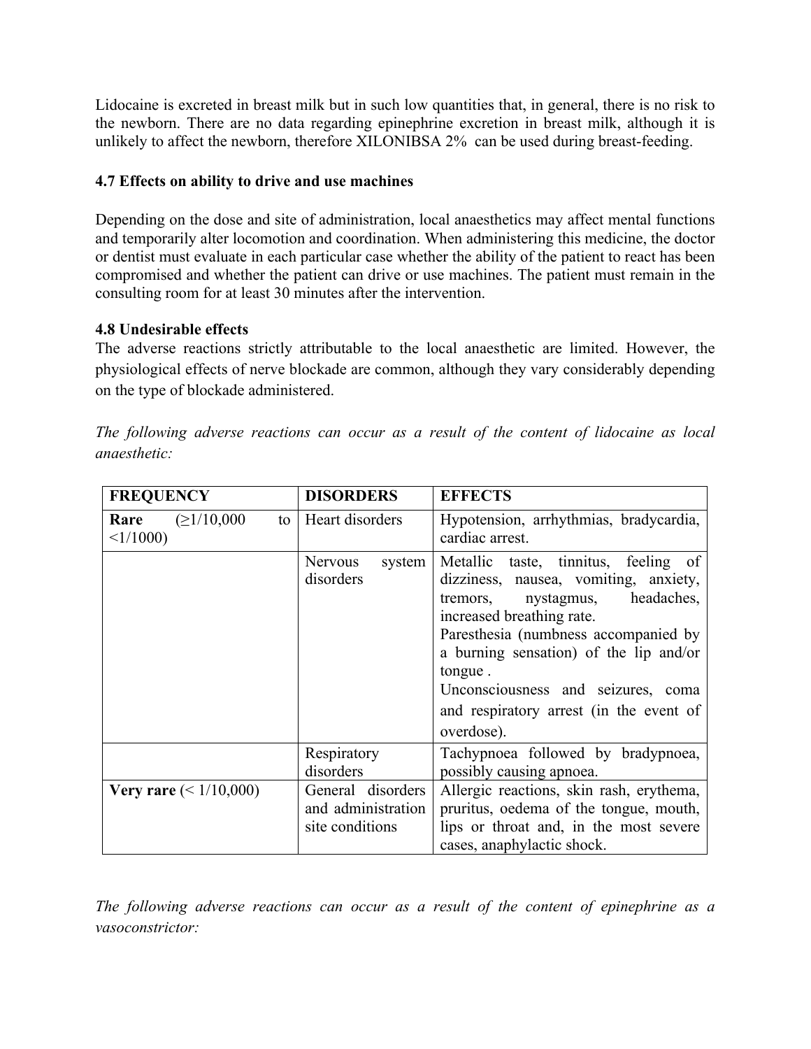Lidocaine is excreted in breast milk but in such low quantities that, in general, there is no risk to the newborn. There are no data regarding epinephrine excretion in breast milk, although it is unlikely to affect the newborn, therefore XILONIBSA 2% can be used during breast-feeding.

### 4.7 Effects on ability to drive and use machines

Depending on the dose and site of administration, local anaesthetics may affect mental functions and temporarily alter locomotion and coordination. When administering this medicine, the doctor or dentist must evaluate in each particular case whether the ability of the patient to react has been compromised and whether the patient can drive or use machines. The patient must remain in the consulting room for at least 30 minutes after the intervention.

### 4.8 Undesirable effects

The adverse reactions strictly attributable to the local anaesthetic are limited. However, the physiological effects of nerve blockade are common, although they vary considerably depending on the type of blockade administered.

*The following adverse reactions can occur as a result of the content of lidocaine as local anaesthetic:*

| FREQUENCY | DISORDERS | EFFECTS |
|---|---|---|
| **Rare** (≥1/10,000 to <1/1000) | Heart disorders | Hypotension, arrhythmias, bradycardia, cardiac arrest. |
| | Nervous system disorders | Metallic taste, tinnitus, feeling of dizziness, nausea, vomiting, anxiety, tremors, nystagmus, headaches, increased breathing rate.<br>Paresthesia (numbness accompanied by a burning sensation) of the lip and/or tongue .<br>Unconsciousness and seizures, coma and respiratory arrest (in the event of overdose). |
| | Respiratory disorders | Tachypnoea followed by bradypnoea, possibly causing apnoea. |
| **Very rare** (< 1/10,000) | General disorders and administration site conditions | Allergic reactions, skin rash, erythema, pruritus, oedema of the tongue, mouth, lips or throat and, in the most severe cases, anaphylactic shock. |

*The following adverse reactions can occur as a result of the content of epinephrine as a vasoconstrictor:*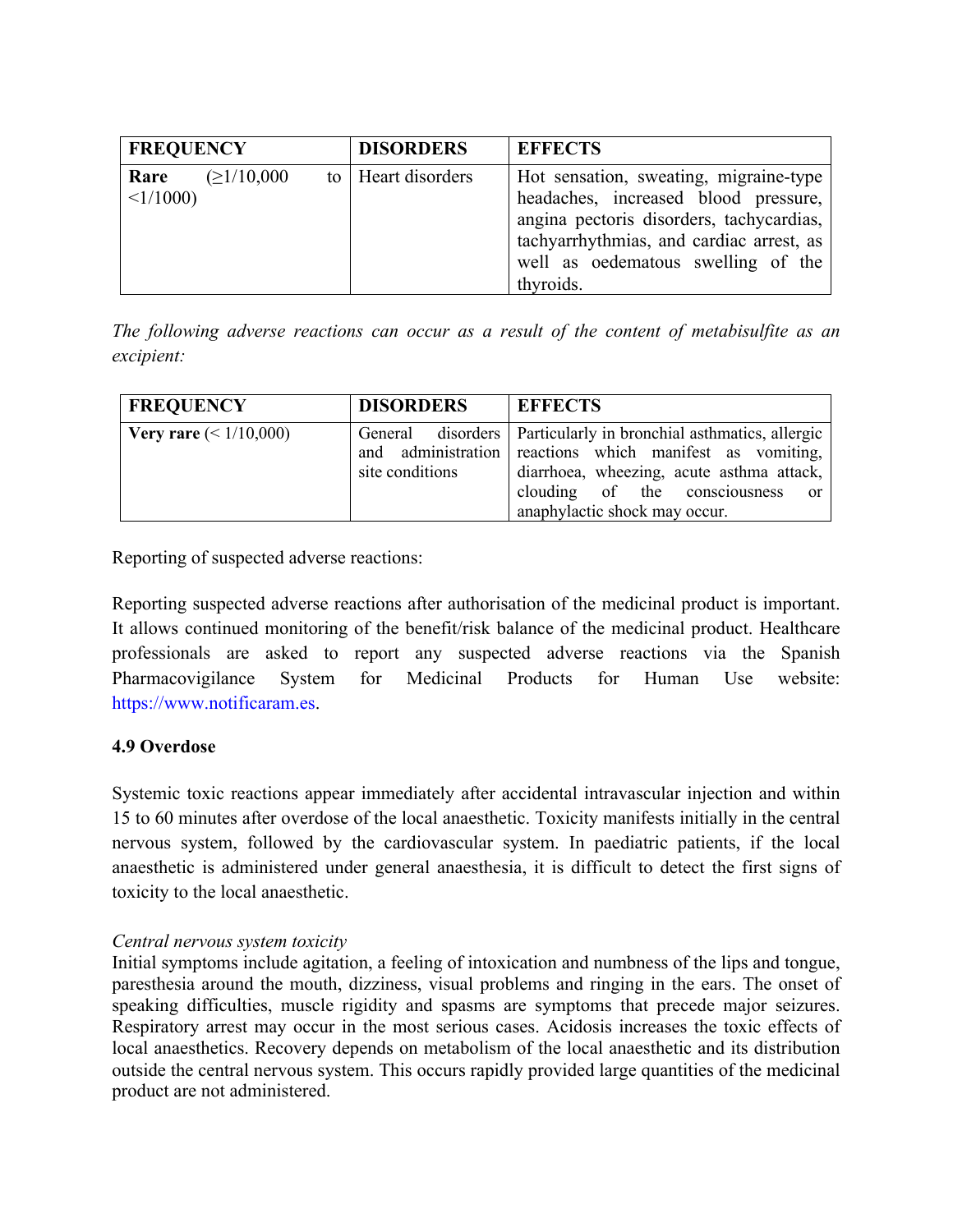| FREQUENCY | DISORDERS | EFFECTS |
| --- | --- | --- |
| **Rare** (≥1/10,000 to <1/1000) | Heart disorders | Hot sensation, sweating, migraine-type headaches, increased blood pressure, angina pectoris disorders, tachycardias, tachyarrhythmias, and cardiac arrest, as well as oedematous swelling of the thyroids. |

*The following adverse reactions can occur as a result of the content of metabisulfite as an excipient:*

| FREQUENCY | DISORDERS | EFFECTS |
| --- | --- | --- |
| **Very rare** (< 1/10,000) | General disorders and administration site conditions | Particularly in bronchial asthmatics, allergic reactions which manifest as vomiting, diarrhoea, wheezing, acute asthma attack, clouding of the consciousness or anaphylactic shock may occur. |

Reporting of suspected adverse reactions:

Reporting suspected adverse reactions after authorisation of the medicinal product is important. It allows continued monitoring of the benefit/risk balance of the medicinal product. Healthcare professionals are asked to report any suspected adverse reactions via the Spanish Pharmacovigilance System for Medicinal Products for Human Use website: https://www.notificaram.es.

**4.9 Overdose**

Systemic toxic reactions appear immediately after accidental intravascular injection and within 15 to 60 minutes after overdose of the local anaesthetic. Toxicity manifests initially in the central nervous system, followed by the cardiovascular system. In paediatric patients, if the local anaesthetic is administered under general anaesthesia, it is difficult to detect the first signs of toxicity to the local anaesthetic.

*Central nervous system toxicity*

Initial symptoms include agitation, a feeling of intoxication and numbness of the lips and tongue, paresthesia around the mouth, dizziness, visual problems and ringing in the ears. The onset of speaking difficulties, muscle rigidity and spasms are symptoms that precede major seizures. Respiratory arrest may occur in the most serious cases. Acidosis increases the toxic effects of local anaesthetics. Recovery depends on metabolism of the local anaesthetic and its distribution outside the central nervous system. This occurs rapidly provided large quantities of the medicinal product are not administered.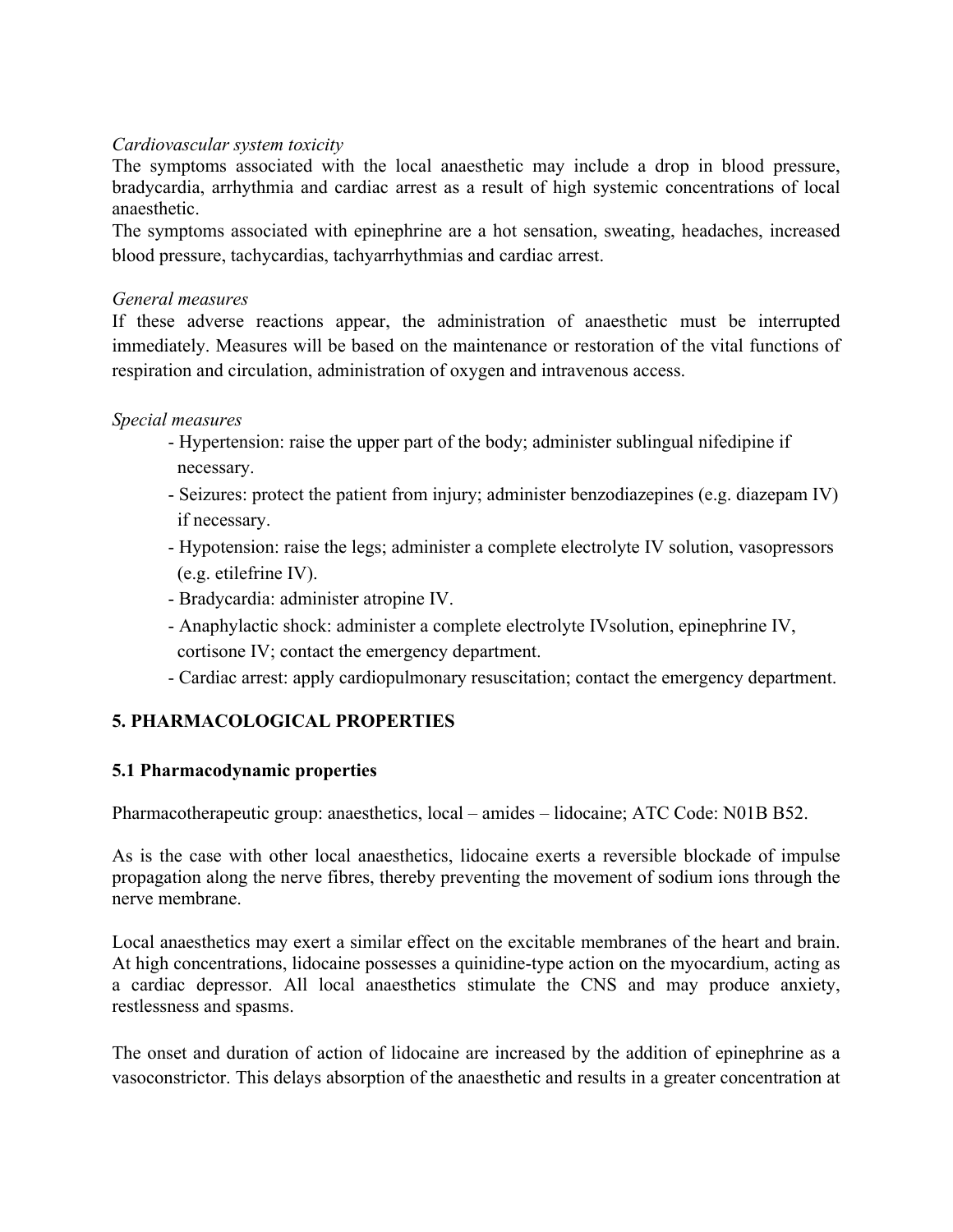*Cardiovascular system toxicity*

The symptoms associated with the local anaesthetic may include a drop in blood pressure, bradycardia, arrhythmia and cardiac arrest as a result of high systemic concentrations of local anaesthetic.

The symptoms associated with epinephrine are a hot sensation, sweating, headaches, increased blood pressure, tachycardias, tachyarrhythmias and cardiac arrest.

*General measures*

If these adverse reactions appear, the administration of anaesthetic must be interrupted immediately. Measures will be based on the maintenance or restoration of the vital functions of respiration and circulation, administration of oxygen and intravenous access.

*Special measures*

- Hypertension: raise the upper part of the body; administer sublingual nifedipine if necessary.
- Seizures: protect the patient from injury; administer benzodiazepines (e.g. diazepam IV) if necessary.
- Hypotension: raise the legs; administer a complete electrolyte IV solution, vasopressors (e.g. etilefrine IV).
- Bradycardia: administer atropine IV.
- Anaphylactic shock: administer a complete electrolyte IVsolution, epinephrine IV, cortisone IV; contact the emergency department.
- Cardiac arrest: apply cardiopulmonary resuscitation; contact the emergency department.

## 5. PHARMACOLOGICAL PROPERTIES

### 5.1 Pharmacodynamic properties

Pharmacotherapeutic group: anaesthetics, local – amides – lidocaine; ATC Code: N01B B52.

As is the case with other local anaesthetics, lidocaine exerts a reversible blockade of impulse propagation along the nerve fibres, thereby preventing the movement of sodium ions through the nerve membrane.

Local anaesthetics may exert a similar effect on the excitable membranes of the heart and brain. At high concentrations, lidocaine possesses a quinidine-type action on the myocardium, acting as a cardiac depressor. All local anaesthetics stimulate the CNS and may produce anxiety, restlessness and spasms.

The onset and duration of action of lidocaine are increased by the addition of epinephrine as a vasoconstrictor. This delays absorption of the anaesthetic and results in a greater concentration at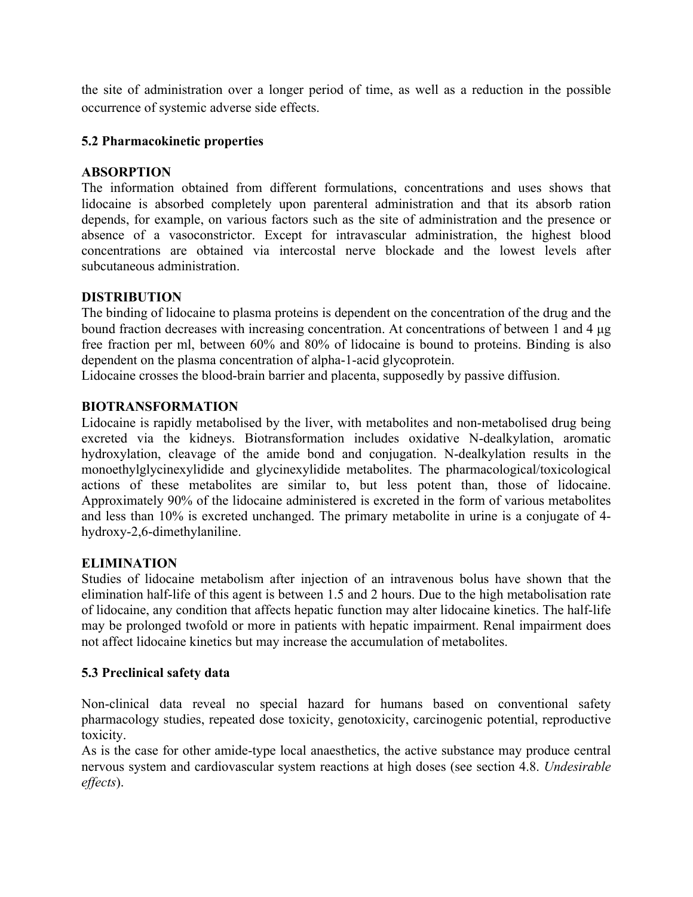the site of administration over a longer period of time, as well as a reduction in the possible occurrence of systemic adverse side effects.

## 5.2 Pharmacokinetic properties

**ABSORPTION**

The information obtained from different formulations, concentrations and uses shows that lidocaine is absorbed completely upon parenteral administration and that its absorb ration depends, for example, on various factors such as the site of administration and the presence or absence of a vasoconstrictor. Except for intravascular administration, the highest blood concentrations are obtained via intercostal nerve blockade and the lowest levels after subcutaneous administration.

**DISTRIBUTION**

The binding of lidocaine to plasma proteins is dependent on the concentration of the drug and the bound fraction decreases with increasing concentration. At concentrations of between 1 and 4 µg free fraction per ml, between 60% and 80% of lidocaine is bound to proteins. Binding is also dependent on the plasma concentration of alpha-1-acid glycoprotein.

Lidocaine crosses the blood-brain barrier and placenta, supposedly by passive diffusion.

**BIOTRANSFORMATION**

Lidocaine is rapidly metabolised by the liver, with metabolites and non-metabolised drug being excreted via the kidneys. Biotransformation includes oxidative N-dealkylation, aromatic hydroxylation, cleavage of the amide bond and conjugation. N-dealkylation results in the monoethylglycinexylidide and glycinexylidide metabolites. The pharmacological/toxicological actions of these metabolites are similar to, but less potent than, those of lidocaine. Approximately 90% of the lidocaine administered is excreted in the form of various metabolites and less than 10% is excreted unchanged. The primary metabolite in urine is a conjugate of 4-hydroxy-2,6-dimethylaniline.

**ELIMINATION**

Studies of lidocaine metabolism after injection of an intravenous bolus have shown that the elimination half-life of this agent is between 1.5 and 2 hours. Due to the high metabolisation rate of lidocaine, any condition that affects hepatic function may alter lidocaine kinetics. The half-life may be prolonged twofold or more in patients with hepatic impairment. Renal impairment does not affect lidocaine kinetics but may increase the accumulation of metabolites.

## 5.3 Preclinical safety data

Non-clinical data reveal no special hazard for humans based on conventional safety pharmacology studies, repeated dose toxicity, genotoxicity, carcinogenic potential, reproductive toxicity.

As is the case for other amide-type local anaesthetics, the active substance may produce central nervous system and cardiovascular system reactions at high doses (see section 4.8. *Undesirable effects*).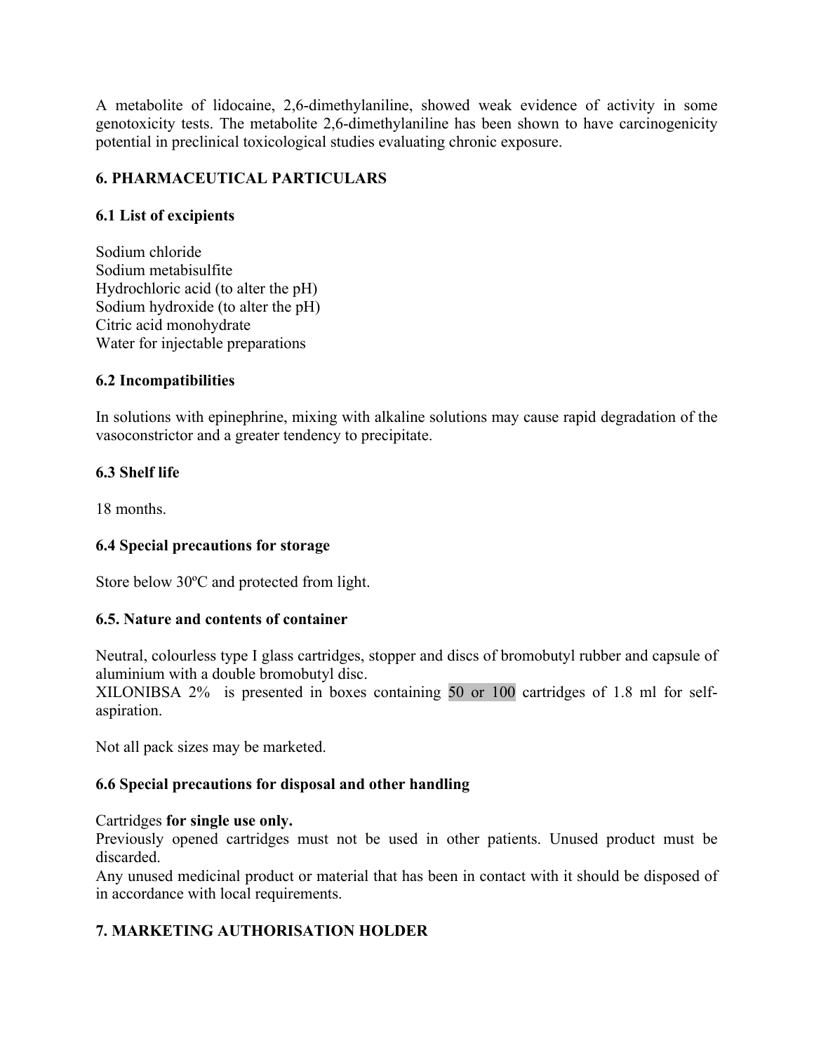A metabolite of lidocaine, 2,6-dimethylaniline, showed weak evidence of activity in some genotoxicity tests. The metabolite 2,6-dimethylaniline has been shown to have carcinogenicity potential in preclinical toxicological studies evaluating chronic exposure.

## 6. PHARMACEUTICAL PARTICULARS

### 6.1 List of excipients

Sodium chloride
Sodium metabisulfite
Hydrochloric acid (to alter the pH)
Sodium hydroxide (to alter the pH)
Citric acid monohydrate
Water for injectable preparations

### 6.2 Incompatibilities

In solutions with epinephrine, mixing with alkaline solutions may cause rapid degradation of the vasoconstrictor and a greater tendency to precipitate.

### 6.3 Shelf life

18 months.

### 6.4 Special precautions for storage

Store below 30ºC and protected from light.

### 6.5. Nature and contents of container

Neutral, colourless type I glass cartridges, stopper and discs of bromobutyl rubber and capsule of aluminium with a double bromobutyl disc.
XILONIBSA 2% is presented in boxes containing 50 or 100 cartridges of 1.8 ml for self-aspiration.

Not all pack sizes may be marketed.

### 6.6 Special precautions for disposal and other handling

Cartridges **for single use only.**
Previously opened cartridges must not be used in other patients. Unused product must be discarded.
Any unused medicinal product or material that has been in contact with it should be disposed of in accordance with local requirements.

## 7. MARKETING AUTHORISATION HOLDER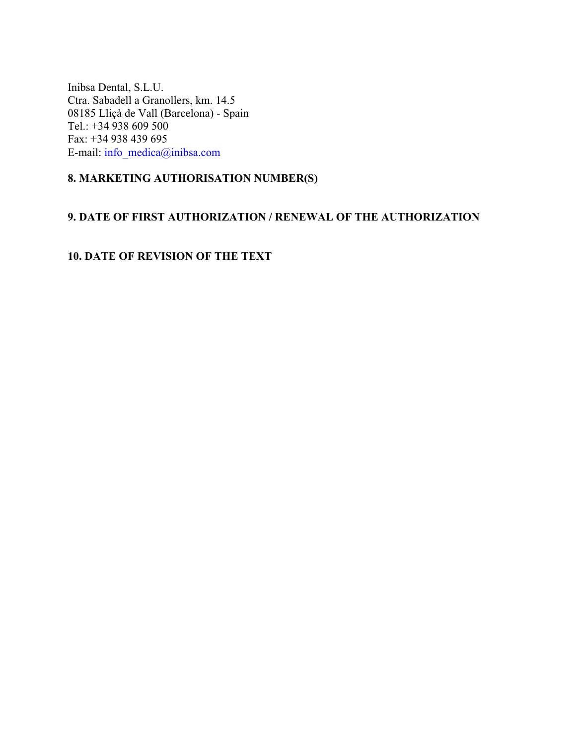Inibsa Dental, S.L.U.
Ctra. Sabadell a Granollers, km. 14.5
08185 Lliçà de Vall (Barcelona) - Spain
Tel.: +34 938 609 500
Fax: +34 938 439 695
E-mail: info_medica@inibsa.com

## 8. MARKETING AUTHORISATION NUMBER(S)

## 9. DATE OF FIRST AUTHORIZATION / RENEWAL OF THE AUTHORIZATION

## 10. DATE OF REVISION OF THE TEXT